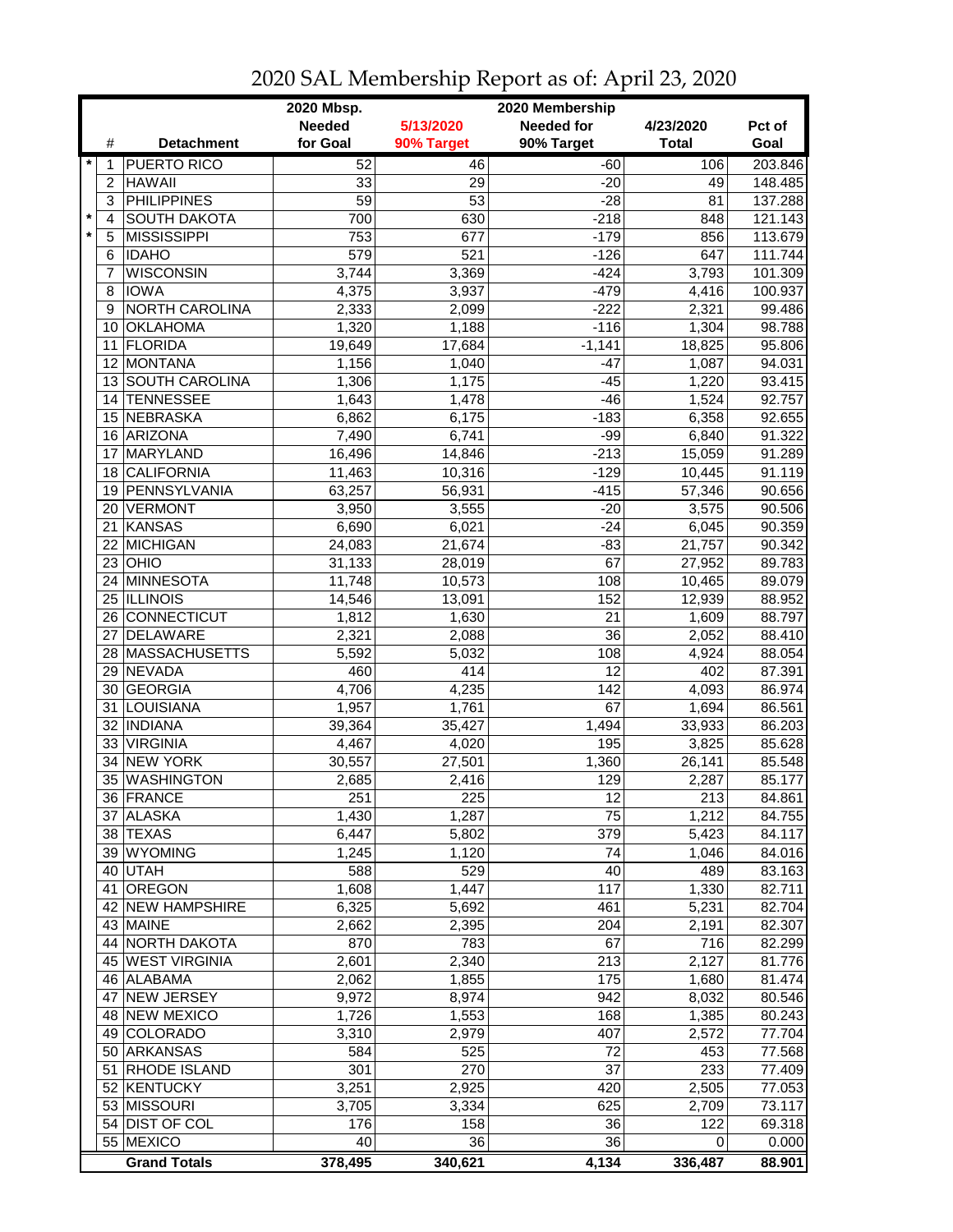# 2020 SAL Membership Report as of: April 23, 2020

| | # | Detachment | 2020 Mbsp. Needed for Goal | 5/13/2020 90% Target | 2020 Membership Needed for 90% Target | 4/23/2020 Total | Pct of Goal |
|---|---|---|---|---|---|---|---|
| * | 1 | PUERTO RICO | 52 | 46 | -60 | 106 | 203.846 |
| | 2 | HAWAII | 33 | 29 | -20 | 49 | 148.485 |
| | 3 | PHILIPPINES | 59 | 53 | -28 | 81 | 137.288 |
| * | 4 | SOUTH DAKOTA | 700 | 630 | -218 | 848 | 121.143 |
| * | 5 | MISSISSIPPI | 753 | 677 | -179 | 856 | 113.679 |
| | 6 | IDAHO | 579 | 521 | -126 | 647 | 111.744 |
| | 7 | WISCONSIN | 3,744 | 3,369 | -424 | 3,793 | 101.309 |
| | 8 | IOWA | 4,375 | 3,937 | -479 | 4,416 | 100.937 |
| | 9 | NORTH CAROLINA | 2,333 | 2,099 | -222 | 2,321 | 99.486 |
| | 10 | OKLAHOMA | 1,320 | 1,188 | -116 | 1,304 | 98.788 |
| | 11 | FLORIDA | 19,649 | 17,684 | -1,141 | 18,825 | 95.806 |
| | 12 | MONTANA | 1,156 | 1,040 | -47 | 1,087 | 94.031 |
| | 13 | SOUTH CAROLINA | 1,306 | 1,175 | -45 | 1,220 | 93.415 |
| | 14 | TENNESSEE | 1,643 | 1,478 | -46 | 1,524 | 92.757 |
| | 15 | NEBRASKA | 6,862 | 6,175 | -183 | 6,358 | 92.655 |
| | 16 | ARIZONA | 7,490 | 6,741 | -99 | 6,840 | 91.322 |
| | 17 | MARYLAND | 16,496 | 14,846 | -213 | 15,059 | 91.289 |
| | 18 | CALIFORNIA | 11,463 | 10,316 | -129 | 10,445 | 91.119 |
| | 19 | PENNSYLVANIA | 63,257 | 56,931 | -415 | 57,346 | 90.656 |
| | 20 | VERMONT | 3,950 | 3,555 | -20 | 3,575 | 90.506 |
| | 21 | KANSAS | 6,690 | 6,021 | -24 | 6,045 | 90.359 |
| | 22 | MICHIGAN | 24,083 | 21,674 | -83 | 21,757 | 90.342 |
| | 23 | OHIO | 31,133 | 28,019 | 67 | 27,952 | 89.783 |
| | 24 | MINNESOTA | 11,748 | 10,573 | 108 | 10,465 | 89.079 |
| | 25 | ILLINOIS | 14,546 | 13,091 | 152 | 12,939 | 88.952 |
| | 26 | CONNECTICUT | 1,812 | 1,630 | 21 | 1,609 | 88.797 |
| | 27 | DELAWARE | 2,321 | 2,088 | 36 | 2,052 | 88.410 |
| | 28 | MASSACHUSETTS | 5,592 | 5,032 | 108 | 4,924 | 88.054 |
| | 29 | NEVADA | 460 | 414 | 12 | 402 | 87.391 |
| | 30 | GEORGIA | 4,706 | 4,235 | 142 | 4,093 | 86.974 |
| | 31 | LOUISIANA | 1,957 | 1,761 | 67 | 1,694 | 86.561 |
| | 32 | INDIANA | 39,364 | 35,427 | 1,494 | 33,933 | 86.203 |
| | 33 | VIRGINIA | 4,467 | 4,020 | 195 | 3,825 | 85.628 |
| | 34 | NEW YORK | 30,557 | 27,501 | 1,360 | 26,141 | 85.548 |
| | 35 | WASHINGTON | 2,685 | 2,416 | 129 | 2,287 | 85.177 |
| | 36 | FRANCE | 251 | 225 | 12 | 213 | 84.861 |
| | 37 | ALASKA | 1,430 | 1,287 | 75 | 1,212 | 84.755 |
| | 38 | TEXAS | 6,447 | 5,802 | 379 | 5,423 | 84.117 |
| | 39 | WYOMING | 1,245 | 1,120 | 74 | 1,046 | 84.016 |
| | 40 | UTAH | 588 | 529 | 40 | 489 | 83.163 |
| | 41 | OREGON | 1,608 | 1,447 | 117 | 1,330 | 82.711 |
| | 42 | NEW HAMPSHIRE | 6,325 | 5,692 | 461 | 5,231 | 82.704 |
| | 43 | MAINE | 2,662 | 2,395 | 204 | 2,191 | 82.307 |
| | 44 | NORTH DAKOTA | 870 | 783 | 67 | 716 | 82.299 |
| | 45 | WEST VIRGINIA | 2,601 | 2,340 | 213 | 2,127 | 81.776 |
| | 46 | ALABAMA | 2,062 | 1,855 | 175 | 1,680 | 81.474 |
| | 47 | NEW JERSEY | 9,972 | 8,974 | 942 | 8,032 | 80.546 |
| | 48 | NEW MEXICO | 1,726 | 1,553 | 168 | 1,385 | 80.243 |
| | 49 | COLORADO | 3,310 | 2,979 | 407 | 2,572 | 77.704 |
| | 50 | ARKANSAS | 584 | 525 | 72 | 453 | 77.568 |
| | 51 | RHODE ISLAND | 301 | 270 | 37 | 233 | 77.409 |
| | 52 | KENTUCKY | 3,251 | 2,925 | 420 | 2,505 | 77.053 |
| | 53 | MISSOURI | 3,705 | 3,334 | 625 | 2,709 | 73.117 |
| | 54 | DIST OF COL | 176 | 158 | 36 | 122 | 69.318 |
| | 55 | MEXICO | 40 | 36 | 36 | 0 | 0.000 |
| | | **Grand Totals** | **378,495** | **340,621** | **4,134** | **336,487** | **88.901** |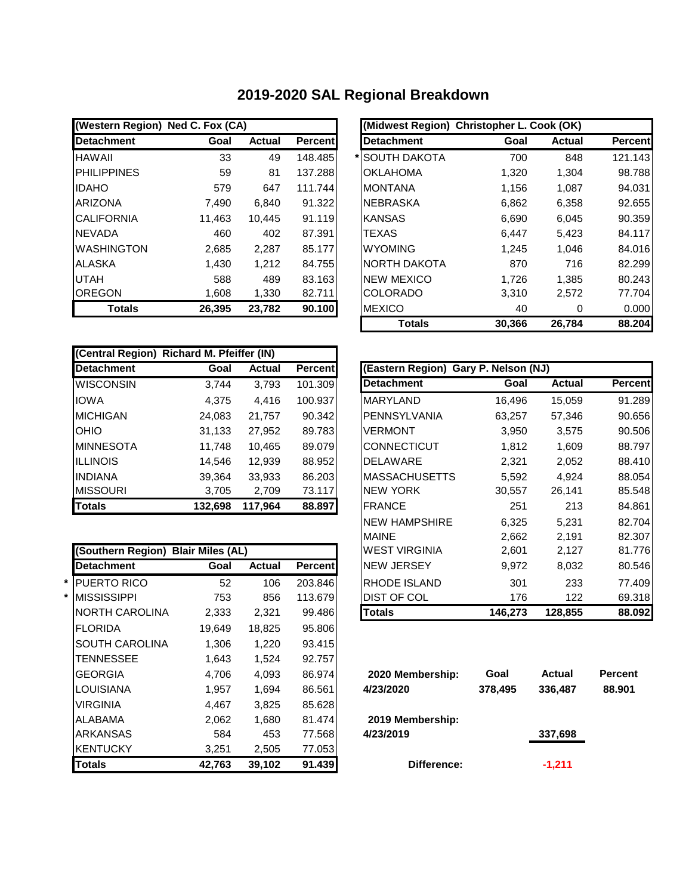# 2019-2020 SAL Regional Breakdown

| (Western Region) Ned C. Fox (CA) | | | |
|---|---|---|---|
| **Detachment** | **Goal** | **Actual** | **Percent** |
| HAWAII | 33 | 49 | 148.485 |
| PHILIPPINES | 59 | 81 | 137.288 |
| IDAHO | 579 | 647 | 111.744 |
| ARIZONA | 7,490 | 6,840 | 91.322 |
| CALIFORNIA | 11,463 | 10,445 | 91.119 |
| NEVADA | 460 | 402 | 87.391 |
| WASHINGTON | 2,685 | 2,287 | 85.177 |
| ALASKA | 1,430 | 1,212 | 84.755 |
| UTAH | 588 | 489 | 83.163 |
| OREGON | 1,608 | 1,330 | 82.711 |
| **Totals** | **26,395** | **23,782** | **90.100** |

| (Midwest Region) Christopher L. Cook (OK) | | | |
|---|---|---|---|
| **Detachment** | **Goal** | **Actual** | **Percent** |
| * SOUTH DAKOTA | 700 | 848 | 121.143 |
| OKLAHOMA | 1,320 | 1,304 | 98.788 |
| MONTANA | 1,156 | 1,087 | 94.031 |
| NEBRASKA | 6,862 | 6,358 | 92.655 |
| KANSAS | 6,690 | 6,045 | 90.359 |
| TEXAS | 6,447 | 5,423 | 84.117 |
| WYOMING | 1,245 | 1,046 | 84.016 |
| NORTH DAKOTA | 870 | 716 | 82.299 |
| NEW MEXICO | 1,726 | 1,385 | 80.243 |
| COLORADO | 3,310 | 2,572 | 77.704 |
| MEXICO | 40 | 0 | 0.000 |
| **Totals** | **30,366** | **26,784** | **88.204** |

| (Central Region) Richard M. Pfeiffer (IN) | | | |
|---|---|---|---|
| **Detachment** | **Goal** | **Actual** | **Percent** |
| WISCONSIN | 3,744 | 3,793 | 101.309 |
| IOWA | 4,375 | 4,416 | 100.937 |
| MICHIGAN | 24,083 | 21,757 | 90.342 |
| OHIO | 31,133 | 27,952 | 89.783 |
| MINNESOTA | 11,748 | 10,465 | 89.079 |
| ILLINOIS | 14,546 | 12,939 | 88.952 |
| INDIANA | 39,364 | 33,933 | 86.203 |
| MISSOURI | 3,705 | 2,709 | 73.117 |
| **Totals** | **132,698** | **117,964** | **88.897** |

| (Eastern Region) Gary P. Nelson (NJ) | | | |
|---|---|---|---|
| **Detachment** | **Goal** | **Actual** | **Percent** |
| MARYLAND | 16,496 | 15,059 | 91.289 |
| PENNSYLVANIA | 63,257 | 57,346 | 90.656 |
| VERMONT | 3,950 | 3,575 | 90.506 |
| CONNECTICUT | 1,812 | 1,609 | 88.797 |
| DELAWARE | 2,321 | 2,052 | 88.410 |
| MASSACHUSETTS | 5,592 | 4,924 | 88.054 |
| NEW YORK | 30,557 | 26,141 | 85.548 |
| FRANCE | 251 | 213 | 84.861 |
| NEW HAMPSHIRE | 6,325 | 5,231 | 82.704 |
| MAINE | 2,662 | 2,191 | 82.307 |
| WEST VIRGINIA | 2,601 | 2,127 | 81.776 |
| NEW JERSEY | 9,972 | 8,032 | 80.546 |
| RHODE ISLAND | 301 | 233 | 77.409 |
| DIST OF COL | 176 | 122 | 69.318 |
| **Totals** | **146,273** | **128,855** | **88.092** |

| (Southern Region) Blair Miles (AL) | | | |
|---|---|---|---|
| **Detachment** | **Goal** | **Actual** | **Percent** |
| * PUERTO RICO | 52 | 106 | 203.846 |
| * MISSISSIPPI | 753 | 856 | 113.679 |
| NORTH CAROLINA | 2,333 | 2,321 | 99.486 |
| FLORIDA | 19,649 | 18,825 | 95.806 |
| SOUTH CAROLINA | 1,306 | 1,220 | 93.415 |
| TENNESSEE | 1,643 | 1,524 | 92.757 |
| GEORGIA | 4,706 | 4,093 | 86.974 |
| LOUISIANA | 1,957 | 1,694 | 86.561 |
| VIRGINIA | 4,467 | 3,825 | 85.628 |
| ALABAMA | 2,062 | 1,680 | 81.474 |
| ARKANSAS | 584 | 453 | 77.568 |
| KENTUCKY | 3,251 | 2,505 | 77.053 |
| **Totals** | **42,763** | **39,102** | **91.439** |

| | Goal | Actual | Percent |
|---|---|---|---|
| **2020 Membership:** 4/23/2020 | **378,495** | **336,487** | **88.901** |
| **2019 Membership:** 4/23/2019 | | **337,698** | |
| **Difference:** | | **-1,211** | |